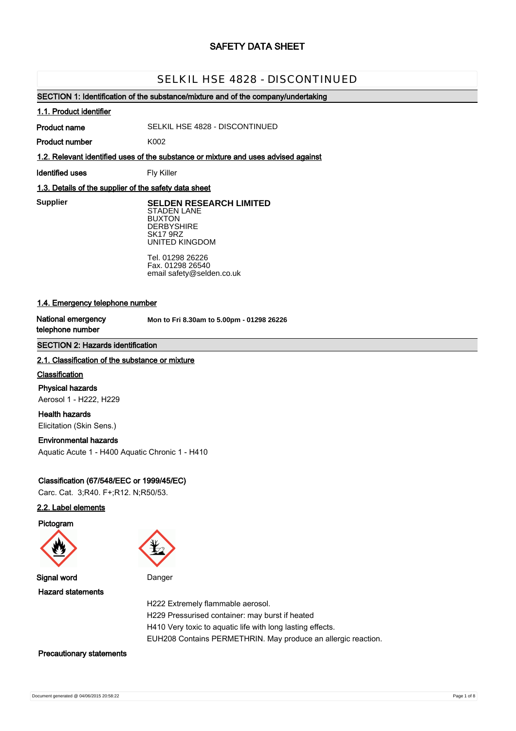# SAFETY DATA SHEET

## SELKIL HSE 4828 - DISCONTINUED

### SECTION 1: Identification of the substance/mixture and of the company/undertaking

**1.1. Product identifier**

**Product name** SELKIL HSE 4828 - DISCONTINUED

**Product number** K002

**1.2. Relevant identified uses of the substance or mixture and uses advised against**

**Identified uses** Fly Killer

**1.3. Details of the supplier of the safety data sheet**

**Supplier**

**SELDEN RESEARCH LIMITED**
STADEN LANE
BUXTON
DERBYSHIRE
SK17 9RZ
UNITED KINGDOM

Tel. 01298 26226
Fax. 01298 26540
email safety@selden.co.uk

**1.4. Emergency telephone number**

**National emergency telephone number** **Mon to Fri 8.30am to 5.00pm - 01298 26226**

### SECTION 2: Hazards identification

**2.1. Classification of the substance or mixture**

**Classification**

**Physical hazards**
Aerosol 1 - H222, H229

**Health hazards**
Elicitation (Skin Sens.)

**Environmental hazards**
Aquatic Acute 1 - H400 Aquatic Chronic 1 - H410

**Classification (67/548/EEC or 1999/45/EC)**
Carc. Cat. 3;R40. F+;R12. N;R50/53.

**2.2. Label elements**

**Pictogram**

**Signal word** Danger

**Hazard statements**

H222 Extremely flammable aerosol.
H229 Pressurised container: may burst if heated
H410 Very toxic to aquatic life with long lasting effects.
EUH208 Contains PERMETHRIN. May produce an allergic reaction.

**Precautionary statements**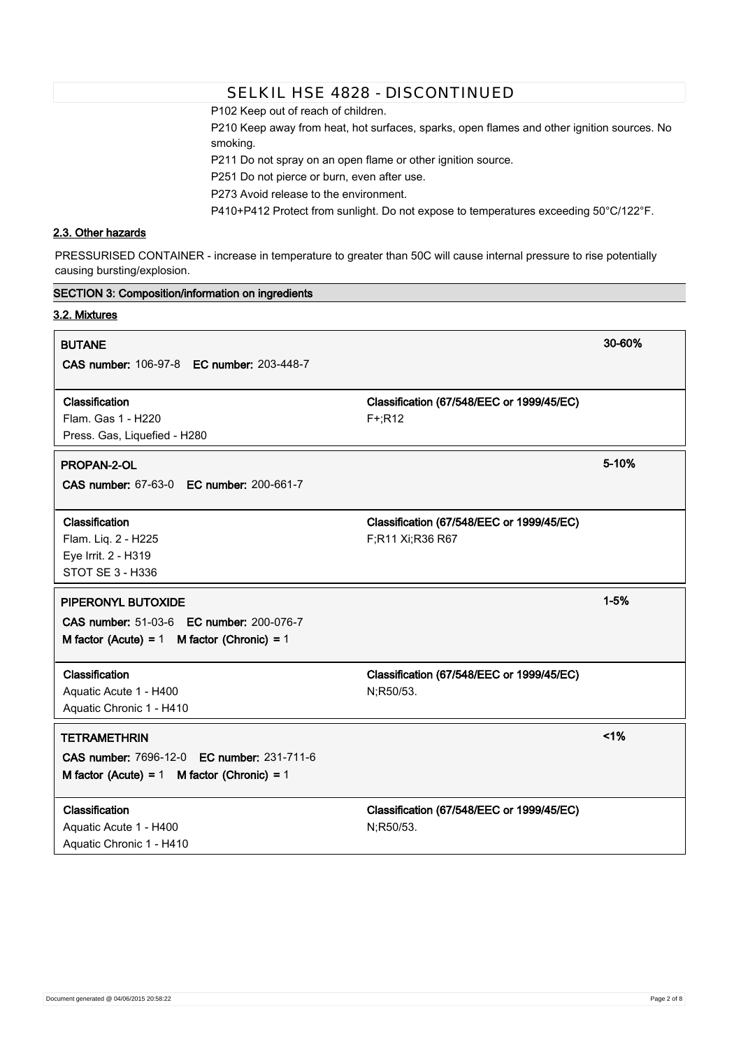P102 Keep out of reach of children.

P210 Keep away from heat, hot surfaces, sparks, open flames and other ignition sources. No smoking.

P211 Do not spray on an open flame or other ignition source.

P251 Do not pierce or burn, even after use.

P273 Avoid release to the environment.

P410+P412 Protect from sunlight. Do not expose to temperatures exceeding 50°C/122°F.

### 2.3. Other hazards

PRESSURISED CONTAINER - increase in temperature to greater than 50C will cause internal pressure to rise potentially causing bursting/explosion.

## SECTION 3: Composition/information on ingredients

### 3.2. Mixtures

**BUTANE** — 30-60%

**CAS number:** 106-97-8 **EC number:** 203-448-7

| Classification | Classification (67/548/EEC or 1999/45/EC) |
|---|---|
| Flam. Gas 1 - H220<br>Press. Gas, Liquefied - H280 | F+;R12 |

**PROPAN-2-OL** — 5-10%

**CAS number:** 67-63-0 **EC number:** 200-661-7

| Classification | Classification (67/548/EEC or 1999/45/EC) |
|---|---|
| Flam. Liq. 2 - H225<br>Eye Irrit. 2 - H319<br>STOT SE 3 - H336 | F;R11 Xi;R36 R67 |

**PIPERONYL BUTOXIDE** — 1-5%

**CAS number:** 51-03-6 **EC number:** 200-076-7

**M factor (Acute) =** 1 **M factor (Chronic) =** 1

| Classification | Classification (67/548/EEC or 1999/45/EC) |
|---|---|
| Aquatic Acute 1 - H400<br>Aquatic Chronic 1 - H410 | N;R50/53. |

**TETRAMETHRIN** — <1%

**CAS number:** 7696-12-0 **EC number:** 231-711-6

**M factor (Acute) =** 1 **M factor (Chronic) =** 1

| Classification | Classification (67/548/EEC or 1999/45/EC) |
|---|---|
| Aquatic Acute 1 - H400<br>Aquatic Chronic 1 - H410 | N;R50/53. |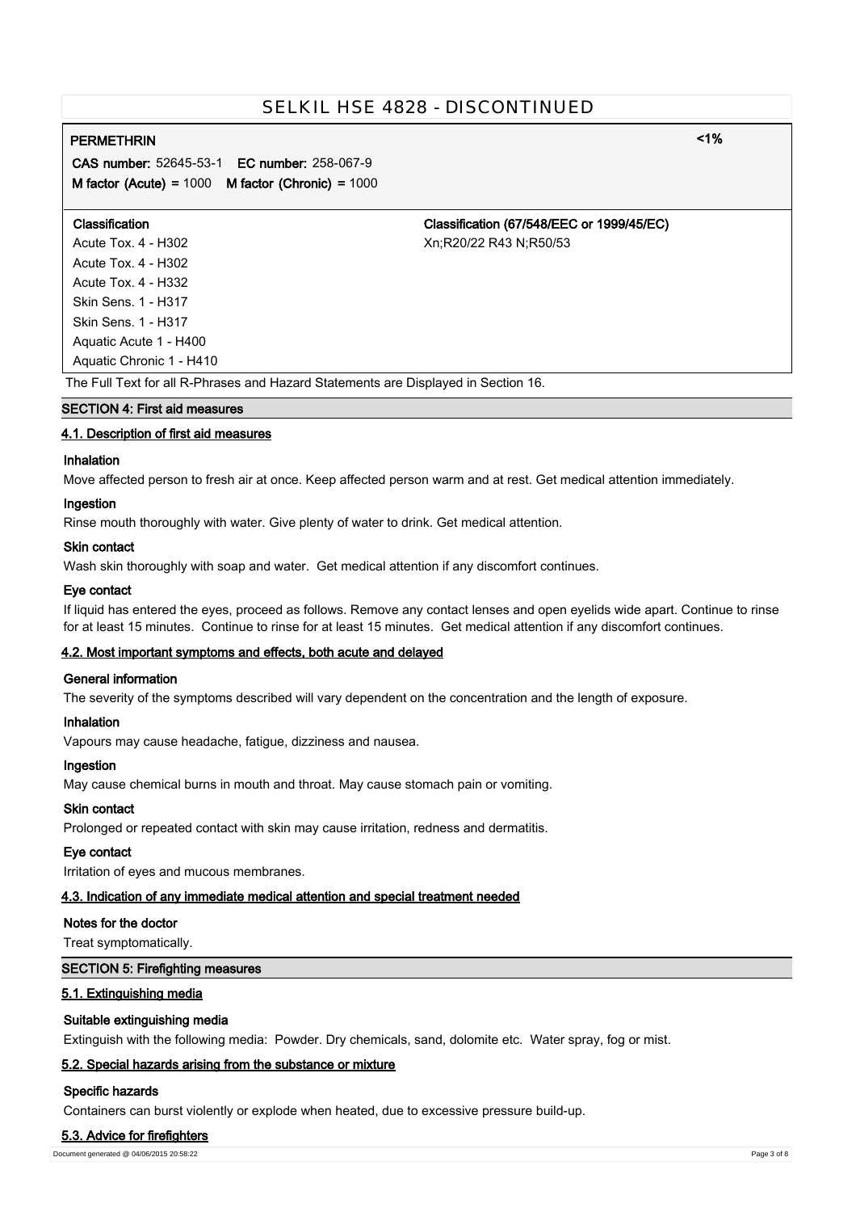**PERMETHRIN** <1%

**CAS number:** 52645-53-1 **EC number:** 258-067-9

**M factor (Acute)** = 1000 **M factor (Chronic)** = 1000

| Classification | Classification (67/548/EEC or 1999/45/EC) |
|---|---|
| Acute Tox. 4 - H302 | Xn;R20/22 R43 N;R50/53 |
| Acute Tox. 4 - H302 | |
| Acute Tox. 4 - H332 | |
| Skin Sens. 1 - H317 | |
| Skin Sens. 1 - H317 | |
| Aquatic Acute 1 - H400 | |
| Aquatic Chronic 1 - H410 | |

The Full Text for all R-Phrases and Hazard Statements are Displayed in Section 16.

## SECTION 4: First aid measures

### 4.1. Description of first aid measures

**Inhalation**

Move affected person to fresh air at once. Keep affected person warm and at rest. Get medical attention immediately.

**Ingestion**

Rinse mouth thoroughly with water. Give plenty of water to drink. Get medical attention.

**Skin contact**

Wash skin thoroughly with soap and water. Get medical attention if any discomfort continues.

**Eye contact**

If liquid has entered the eyes, proceed as follows. Remove any contact lenses and open eyelids wide apart. Continue to rinse for at least 15 minutes. Continue to rinse for at least 15 minutes. Get medical attention if any discomfort continues.

### 4.2. Most important symptoms and effects, both acute and delayed

**General information**

The severity of the symptoms described will vary dependent on the concentration and the length of exposure.

**Inhalation**

Vapours may cause headache, fatigue, dizziness and nausea.

**Ingestion**

May cause chemical burns in mouth and throat. May cause stomach pain or vomiting.

**Skin contact**

Prolonged or repeated contact with skin may cause irritation, redness and dermatitis.

**Eye contact**

Irritation of eyes and mucous membranes.

### 4.3. Indication of any immediate medical attention and special treatment needed

**Notes for the doctor**

Treat symptomatically.

## SECTION 5: Firefighting measures

### 5.1. Extinguishing media

**Suitable extinguishing media**

Extinguish with the following media: Powder. Dry chemicals, sand, dolomite etc. Water spray, fog or mist.

### 5.2. Special hazards arising from the substance or mixture

**Specific hazards**

Containers can burst violently or explode when heated, due to excessive pressure build-up.

### 5.3. Advice for firefighters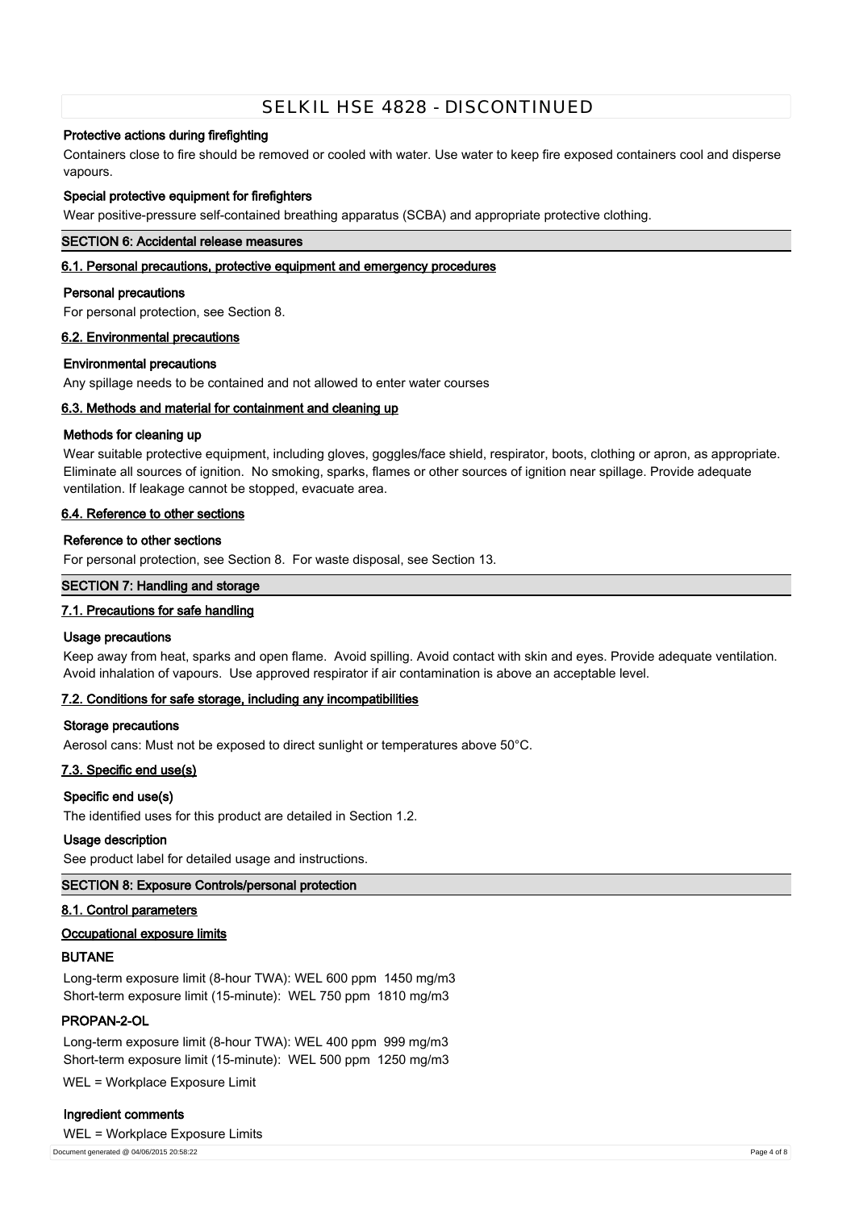#### Protective actions during firefighting

Containers close to fire should be removed or cooled with water. Use water to keep fire exposed containers cool and disperse vapours.

#### Special protective equipment for firefighters

Wear positive-pressure self-contained breathing apparatus (SCBA) and appropriate protective clothing.

## SECTION 6: Accidental release measures

### 6.1. Personal precautions, protective equipment and emergency procedures

#### Personal precautions

For personal protection, see Section 8.

### 6.2. Environmental precautions

#### Environmental precautions

Any spillage needs to be contained and not allowed to enter water courses

### 6.3. Methods and material for containment and cleaning up

#### Methods for cleaning up

Wear suitable protective equipment, including gloves, goggles/face shield, respirator, boots, clothing or apron, as appropriate. Eliminate all sources of ignition. No smoking, sparks, flames or other sources of ignition near spillage. Provide adequate ventilation. If leakage cannot be stopped, evacuate area.

### 6.4. Reference to other sections

#### Reference to other sections

For personal protection, see Section 8. For waste disposal, see Section 13.

## SECTION 7: Handling and storage

### 7.1. Precautions for safe handling

#### Usage precautions

Keep away from heat, sparks and open flame. Avoid spilling. Avoid contact with skin and eyes. Provide adequate ventilation. Avoid inhalation of vapours. Use approved respirator if air contamination is above an acceptable level.

### 7.2. Conditions for safe storage, including any incompatibilities

#### Storage precautions

Aerosol cans: Must not be exposed to direct sunlight or temperatures above 50°C.

### 7.3. Specific end use(s)

#### Specific end use(s)

The identified uses for this product are detailed in Section 1.2.

#### Usage description

See product label for detailed usage and instructions.

## SECTION 8: Exposure Controls/personal protection

### 8.1. Control parameters

### Occupational exposure limits

#### BUTANE

Long-term exposure limit (8-hour TWA): WEL 600 ppm 1450 mg/m3
Short-term exposure limit (15-minute): WEL 750 ppm 1810 mg/m3

#### PROPAN-2-OL

Long-term exposure limit (8-hour TWA): WEL 400 ppm 999 mg/m3
Short-term exposure limit (15-minute): WEL 500 ppm 1250 mg/m3

WEL = Workplace Exposure Limit

#### Ingredient comments

WEL = Workplace Exposure Limits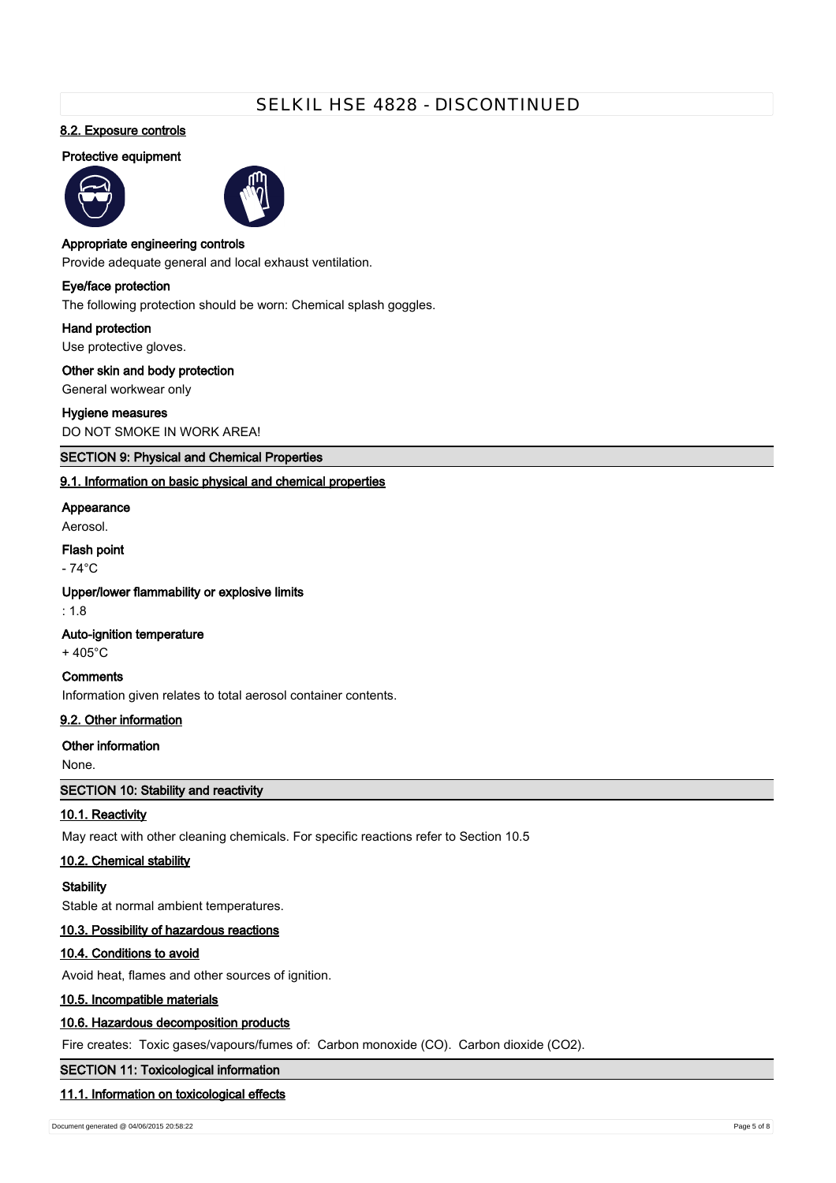#### 8.2. Exposure controls

**Protective equipment**

**Appropriate engineering controls**

Provide adequate general and local exhaust ventilation.

**Eye/face protection**

The following protection should be worn: Chemical splash goggles.

**Hand protection**

Use protective gloves.

**Other skin and body protection**

General workwear only

**Hygiene measures**

DO NOT SMOKE IN WORK AREA!

## SECTION 9: Physical and Chemical Properties

#### 9.1. Information on basic physical and chemical properties

**Appearance**

Aerosol.

**Flash point**

- 74°C

**Upper/lower flammability or explosive limits**

: 1.8

**Auto-ignition temperature**

+ 405°C

**Comments**

Information given relates to total aerosol container contents.

#### 9.2. Other information

**Other information**

None.

## SECTION 10: Stability and reactivity

#### 10.1. Reactivity

May react with other cleaning chemicals. For specific reactions refer to Section 10.5

#### 10.2. Chemical stability

**Stability**

Stable at normal ambient temperatures.

#### 10.3. Possibility of hazardous reactions

#### 10.4. Conditions to avoid

Avoid heat, flames and other sources of ignition.

#### 10.5. Incompatible materials

#### 10.6. Hazardous decomposition products

Fire creates: Toxic gases/vapours/fumes of: Carbon monoxide (CO). Carbon dioxide ($CO_2$).

## SECTION 11: Toxicological information

#### 11.1. Information on toxicological effects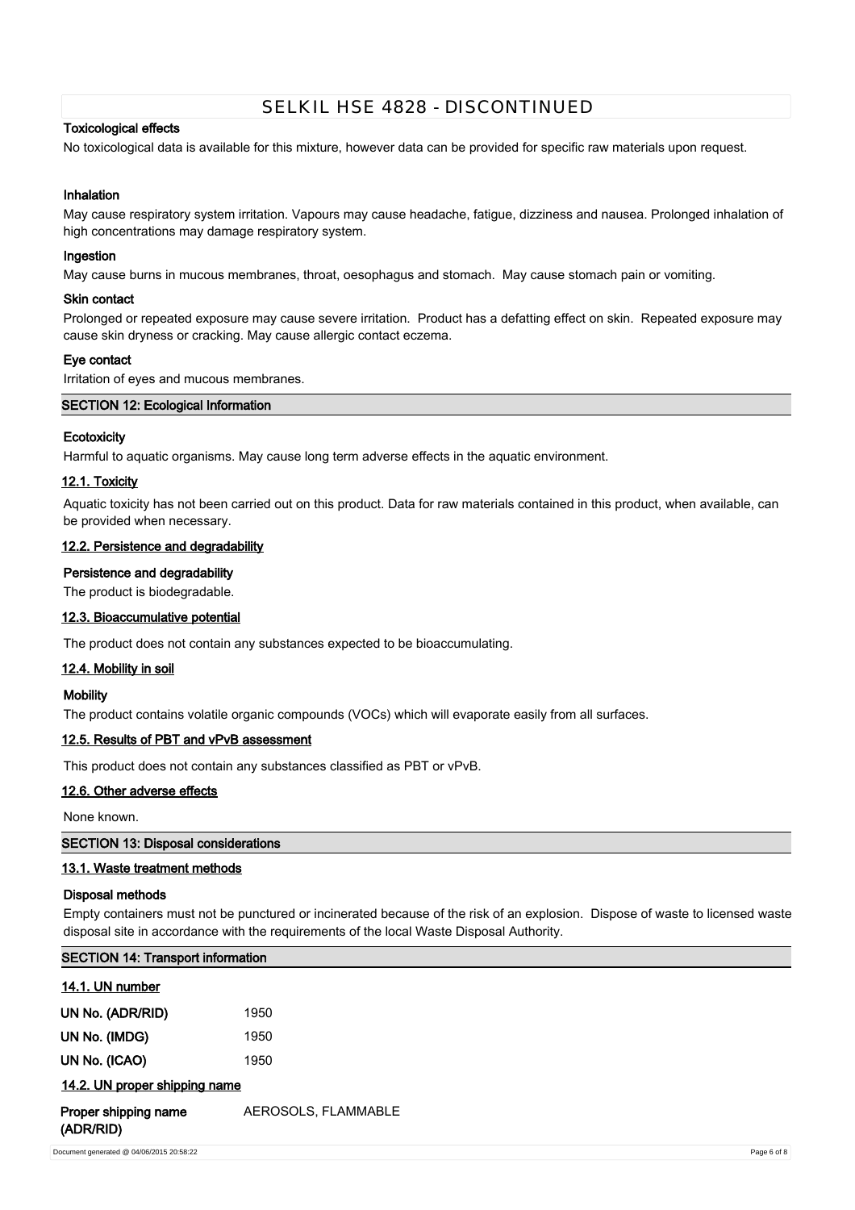### Toxicological effects

No toxicological data is available for this mixture, however data can be provided for specific raw materials upon request.

#### Inhalation

May cause respiratory system irritation. Vapours may cause headache, fatigue, dizziness and nausea. Prolonged inhalation of high concentrations may damage respiratory system.

#### Ingestion

May cause burns in mucous membranes, throat, oesophagus and stomach. May cause stomach pain or vomiting.

#### Skin contact

Prolonged or repeated exposure may cause severe irritation. Product has a defatting effect on skin. Repeated exposure may cause skin dryness or cracking. May cause allergic contact eczema.

#### Eye contact

Irritation of eyes and mucous membranes.

## SECTION 12: Ecological Information

#### Ecotoxicity

Harmful to aquatic organisms. May cause long term adverse effects in the aquatic environment.

### 12.1. Toxicity

Aquatic toxicity has not been carried out on this product. Data for raw materials contained in this product, when available, can be provided when necessary.

### 12.2. Persistence and degradability

#### Persistence and degradability

The product is biodegradable.

### 12.3. Bioaccumulative potential

The product does not contain any substances expected to be bioaccumulating.

### 12.4. Mobility in soil

#### Mobility

The product contains volatile organic compounds (VOCs) which will evaporate easily from all surfaces.

### 12.5. Results of PBT and vPvB assessment

This product does not contain any substances classified as PBT or vPvB.

### 12.6. Other adverse effects

None known.

## SECTION 13: Disposal considerations

### 13.1. Waste treatment methods

#### Disposal methods

Empty containers must not be punctured or incinerated because of the risk of an explosion. Dispose of waste to licensed waste disposal site in accordance with the requirements of the local Waste Disposal Authority.

## SECTION 14: Transport information

### 14.1. UN number

| | |
|---|---|
| **UN No. (ADR/RID)** | 1950 |
| **UN No. (IMDG)** | 1950 |
| **UN No. (ICAO)** | 1950 |

### 14.2. UN proper shipping name

| | |
|---|---|
| **Proper shipping name (ADR/RID)** | AEROSOLS, FLAMMABLE |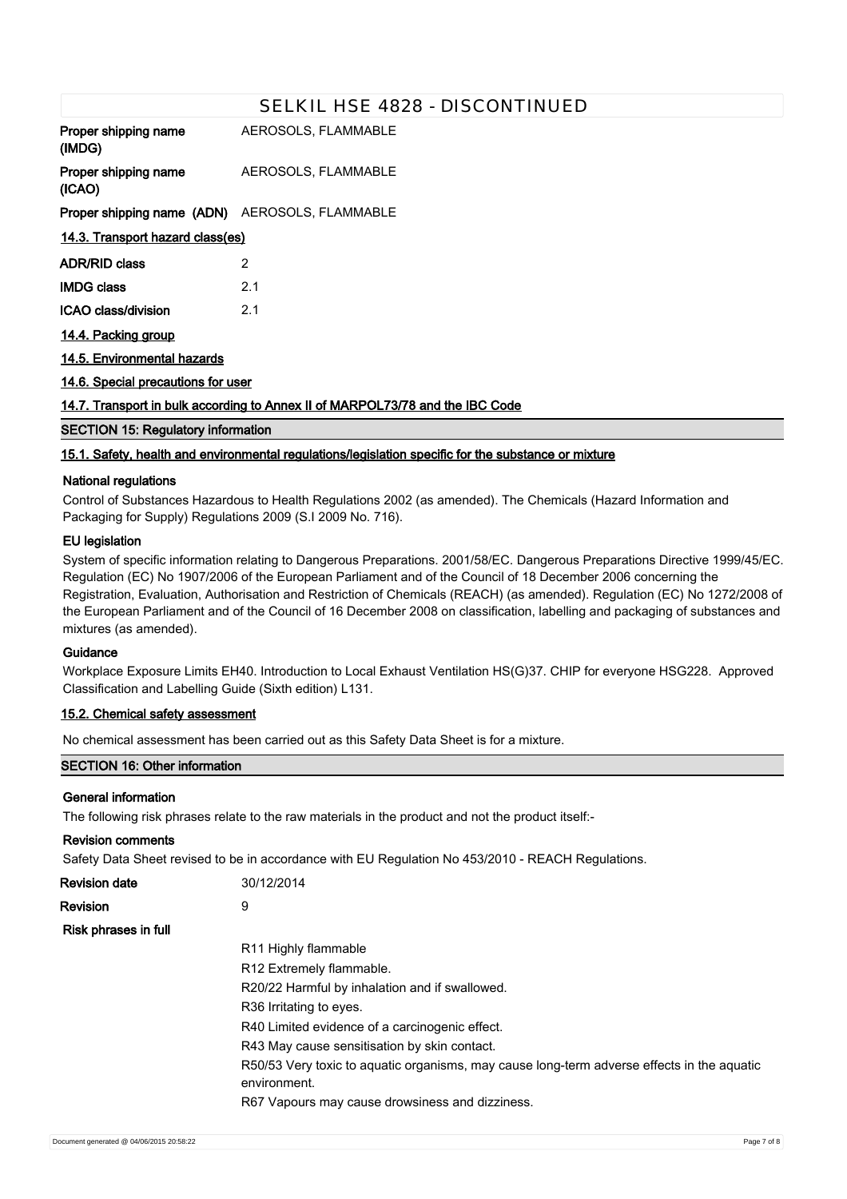| | |
|---|---|
| **Proper shipping name (IMDG)** | AEROSOLS, FLAMMABLE |
| **Proper shipping name (ICAO)** | AEROSOLS, FLAMMABLE |
| **Proper shipping name (ADN)** | AEROSOLS, FLAMMABLE |

### 14.3. Transport hazard class(es)

| | |
|---|---|
| **ADR/RID class** | 2 |
| **IMDG class** | 2.1 |
| **ICAO class/division** | 2.1 |

### 14.4. Packing group

### 14.5. Environmental hazards

### 14.6. Special precautions for user

### 14.7. Transport in bulk according to Annex II of MARPOL73/78 and the IBC Code

## SECTION 15: Regulatory information

### 15.1. Safety, health and environmental regulations/legislation specific for the substance or mixture

**National regulations**

Control of Substances Hazardous to Health Regulations 2002 (as amended). The Chemicals (Hazard Information and Packaging for Supply) Regulations 2009 (S.I 2009 No. 716).

**EU legislation**

System of specific information relating to Dangerous Preparations. 2001/58/EC. Dangerous Preparations Directive 1999/45/EC. Regulation (EC) No 1907/2006 of the European Parliament and of the Council of 18 December 2006 concerning the Registration, Evaluation, Authorisation and Restriction of Chemicals (REACH) (as amended). Regulation (EC) No 1272/2008 of the European Parliament and of the Council of 16 December 2008 on classification, labelling and packaging of substances and mixtures (as amended).

**Guidance**

Workplace Exposure Limits EH40. Introduction to Local Exhaust Ventilation HS(G)37. CHIP for everyone HSG228. Approved Classification and Labelling Guide (Sixth edition) L131.

### 15.2. Chemical safety assessment

No chemical assessment has been carried out as this Safety Data Sheet is for a mixture.

## SECTION 16: Other information

**General information**

The following risk phrases relate to the raw materials in the product and not the product itself:-

**Revision comments**

Safety Data Sheet revised to be in accordance with EU Regulation No 453/2010 - REACH Regulations.

| | |
|---|---|
| **Revision date** | 30/12/2014 |
| **Revision** | 9 |

**Risk phrases in full**

- R11 Highly flammable
- R12 Extremely flammable.
- R20/22 Harmful by inhalation and if swallowed.
- R36 Irritating to eyes.
- R40 Limited evidence of a carcinogenic effect.
- R43 May cause sensitisation by skin contact.
- R50/53 Very toxic to aquatic organisms, may cause long-term adverse effects in the aquatic environment.
- R67 Vapours may cause drowsiness and dizziness.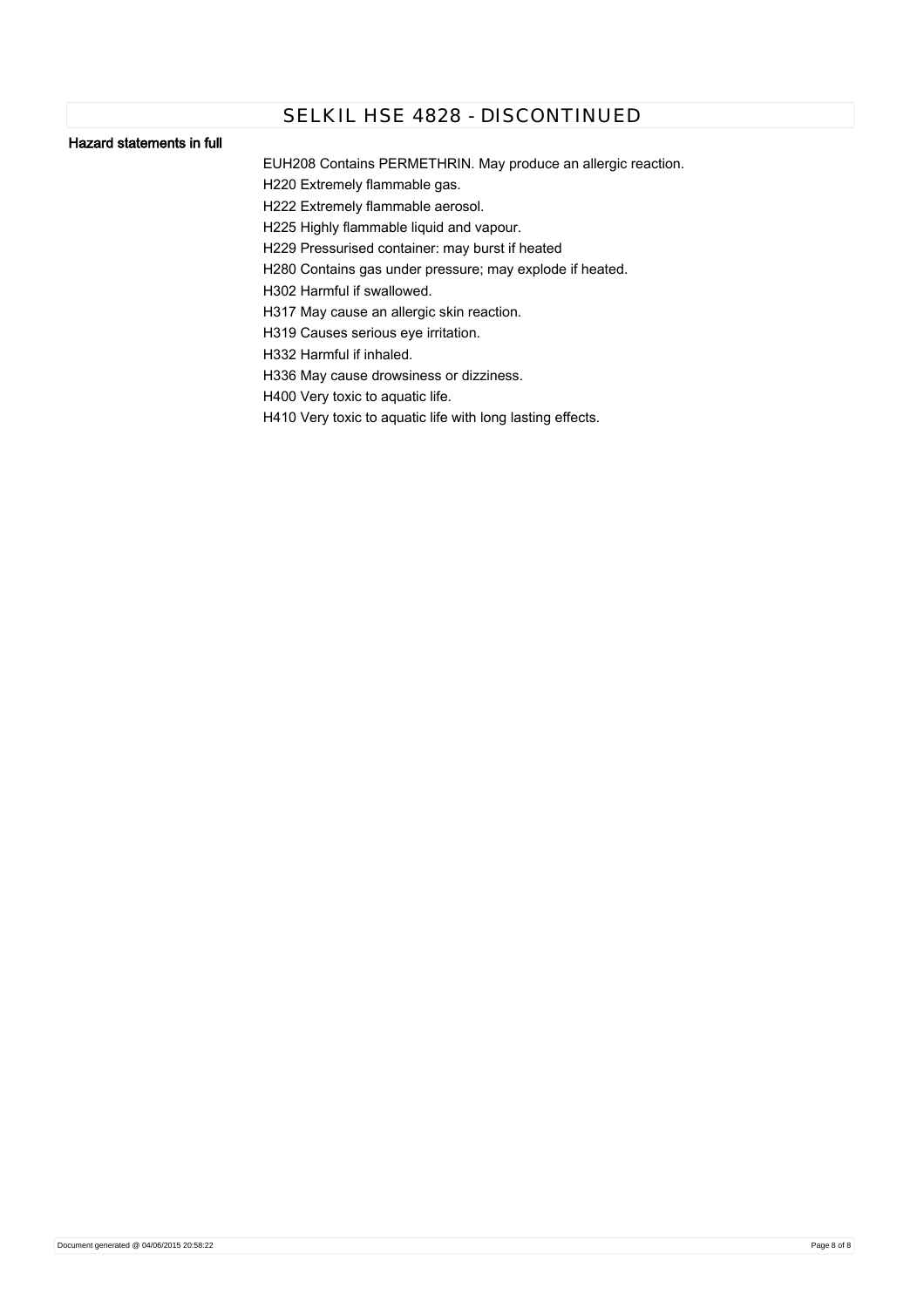### Hazard statements in full

EUH208 Contains PERMETHRIN. May produce an allergic reaction.

H220 Extremely flammable gas.

H222 Extremely flammable aerosol.

H225 Highly flammable liquid and vapour.

H229 Pressurised container: may burst if heated

H280 Contains gas under pressure; may explode if heated.

H302 Harmful if swallowed.

H317 May cause an allergic skin reaction.

H319 Causes serious eye irritation.

H332 Harmful if inhaled.

H336 May cause drowsiness or dizziness.

H400 Very toxic to aquatic life.

H410 Very toxic to aquatic life with long lasting effects.